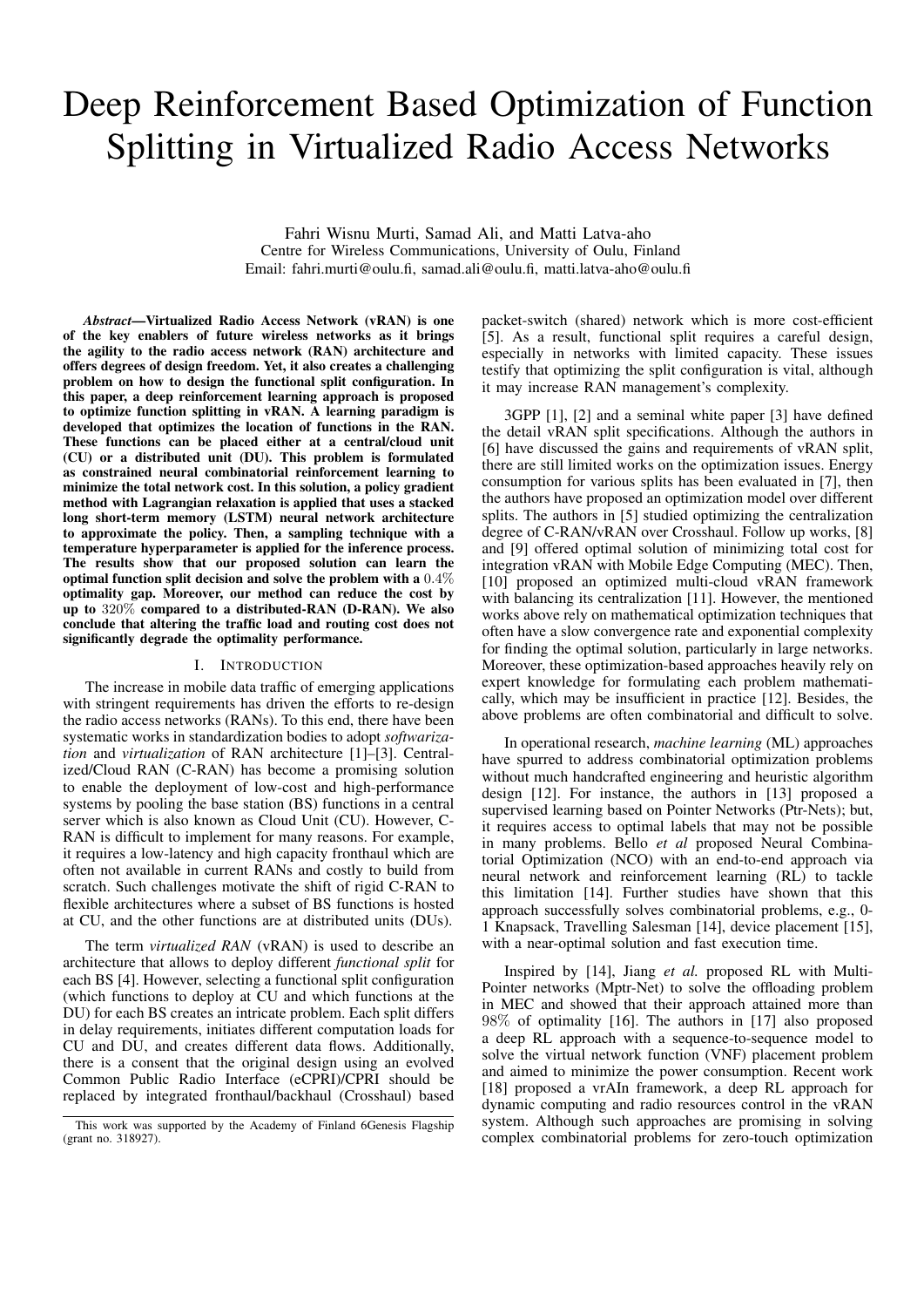# Deep Reinforcement Based Optimization of Function Splitting in Virtualized Radio Access Networks

Fahri Wisnu Murti, Samad Ali, and Matti Latva-aho
Centre for Wireless Communications, University of Oulu, Finland
Email: fahri.murti@oulu.fi, samad.ali@oulu.fi, matti.latva-aho@oulu.fi

***Abstract*—Virtualized Radio Access Network (vRAN) is one of the key enablers of future wireless networks as it brings the agility to the radio access network (RAN) architecture and offers degrees of design freedom. Yet, it also creates a challenging problem on how to design the functional split configuration. In this paper, a deep reinforcement learning approach is proposed to optimize function splitting in vRAN. A learning paradigm is developed that optimizes the location of functions in the RAN. These functions can be placed either at a central/cloud unit (CU) or a distributed unit (DU). This problem is formulated as constrained neural combinatorial reinforcement learning to minimize the total network cost. In this solution, a policy gradient method with Lagrangian relaxation is applied that uses a stacked long short-term memory (LSTM) neural network architecture to approximate the policy. Then, a sampling technique with a temperature hyperparameter is applied for the inference process. The results show that our proposed solution can learn the optimal function split decision and solve the problem with a $0.4\%$ optimality gap. Moreover, our method can reduce the cost by up to $320\%$ compared to a distributed-RAN (D-RAN). We also conclude that altering the traffic load and routing cost does not significantly degrade the optimality performance.**

## I. Introduction

The increase in mobile data traffic of emerging applications with stringent requirements has driven the efforts to re-design the radio access networks (RANs). To this end, there have been systematic works in standardization bodies to adopt *softwarization* and *virtualization* of RAN architecture [1]–[3]. Centralized/Cloud RAN (C-RAN) has become a promising solution to enable the deployment of low-cost and high-performance systems by pooling the base station (BS) functions in a central server which is also known as Cloud Unit (CU). However, C-RAN is difficult to implement for many reasons. For example, it requires a low-latency and high capacity fronthaul which are often not available in current RANs and costly to build from scratch. Such challenges motivate the shift of rigid C-RAN to flexible architectures where a subset of BS functions is hosted at CU, and the other functions are at distributed units (DUs).

The term *virtualized RAN* (vRAN) is used to describe an architecture that allows to deploy different *functional split* for each BS [4]. However, selecting a functional split configuration (which functions to deploy at CU and which functions at the DU) for each BS creates an intricate problem. Each split differs in delay requirements, initiates different computation loads for CU and DU, and creates different data flows. Additionally, there is a consent that the original design using an evolved Common Public Radio Interface (eCPRI)/CPRI should be replaced by integrated fronthaul/backhaul (Crosshaul) based packet-switch (shared) network which is more cost-efficient [5]. As a result, functional split requires a careful design, especially in networks with limited capacity. These issues testify that optimizing the split configuration is vital, although it may increase RAN management's complexity.

3GPP [1], [2] and a seminal white paper [3] have defined the detail vRAN split specifications. Although the authors in [6] have discussed the gains and requirements of vRAN split, there are still limited works on the optimization issues. Energy consumption for various splits has been evaluated in [7], then the authors have proposed an optimization model over different splits. The authors in [5] studied optimizing the centralization degree of C-RAN/vRAN over Crosshaul. Follow up works, [8] and [9] offered optimal solution of minimizing total cost for integration vRAN with Mobile Edge Computing (MEC). Then, [10] proposed an optimized multi-cloud vRAN framework with balancing its centralization [11]. However, the mentioned works above rely on mathematical optimization techniques that often have a slow convergence rate and exponential complexity for finding the optimal solution, particularly in large networks. Moreover, these optimization-based approaches heavily rely on expert knowledge for formulating each problem mathematically, which may be insufficient in practice [12]. Besides, the above problems are often combinatorial and difficult to solve.

In operational research, *machine learning* (ML) approaches have spurred to address combinatorial optimization problems without much handcrafted engineering and heuristic algorithm design [12]. For instance, the authors in [13] proposed a supervised learning based on Pointer Networks (Ptr-Nets); but, it requires access to optimal labels that may not be possible in many problems. Bello *et al* proposed Neural Combinatorial Optimization (NCO) with an end-to-end approach via neural network and reinforcement learning (RL) to tackle this limitation [14]. Further studies have shown that this approach successfully solves combinatorial problems, e.g., 0-1 Knapsack, Travelling Salesman [14], device placement [15], with a near-optimal solution and fast execution time.

Inspired by [14], Jiang *et al.* proposed RL with Multi-Pointer networks (Mptr-Net) to solve the offloading problem in MEC and showed that their approach attained more than $98\%$ of optimality [16]. The authors in [17] also proposed a deep RL approach with a sequence-to-sequence model to solve the virtual network function (VNF) placement problem and aimed to minimize the power consumption. Recent work [18] proposed a vrAIn framework, a deep RL approach for dynamic computing and radio resources control in the vRAN system. Although such approaches are promising in solving complex combinatorial problems for zero-touch optimization

This work was supported by the Academy of Finland 6Genesis Flagship (grant no. 318927).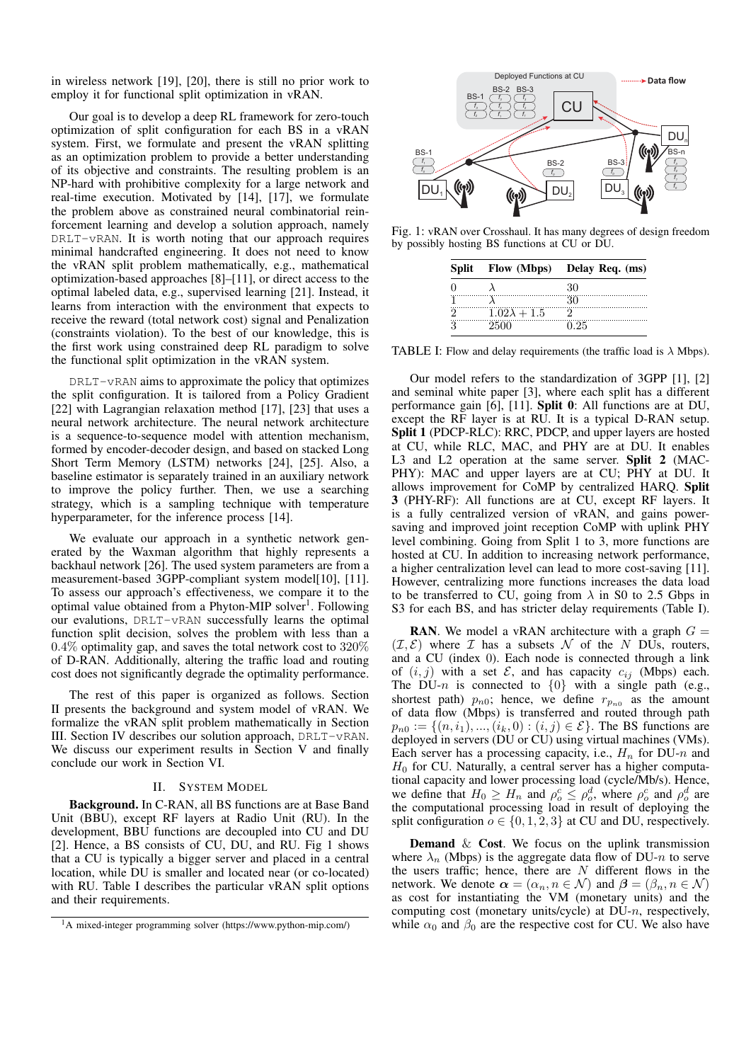in wireless network [19], [20], there is still no prior work to employ it for functional split optimization in vRAN.

Our goal is to develop a deep RL framework for zero-touch optimization of split configuration for each BS in a vRAN system. First, we formulate and present the vRAN splitting as an optimization problem to provide a better understanding of its objective and constraints. The resulting problem is an NP-hard with prohibitive complexity for a large network and real-time execution. Motivated by [14], [17], we formulate the problem above as constrained neural combinatorial reinforcement learning and develop a solution approach, namely `DRLT-vRAN`. It is worth noting that our approach requires minimal handcrafted engineering. It does not need to know the vRAN split problem mathematically, e.g., mathematical optimization-based approaches [8]–[11], or direct access to the optimal labeled data, e.g., supervised learning [21]. Instead, it learns from interaction with the environment that expects to receive the reward (total network cost) signal and Penalization (constraints violation). To the best of our knowledge, this is the first work using constrained deep RL paradigm to solve the functional split optimization in the vRAN system.

`DRLT-vRAN` aims to approximate the policy that optimizes the split configuration. It is tailored from a Policy Gradient [22] with Lagrangian relaxation method [17], [23] that uses a neural network architecture. The neural network architecture is a sequence-to-sequence model with attention mechanism, formed by encoder-decoder design, and based on stacked Long Short Term Memory (LSTM) networks [24], [25]. Also, a baseline estimator is separately trained in an auxiliary network to improve the policy further. Then, we use a searching strategy, which is a sampling technique with temperature hyperparameter, for the inference process [14].

We evaluate our approach in a synthetic network generated by the Waxman algorithm that highly represents a backhaul network [26]. The used system parameters are from a measurement-based 3GPP-compliant system model[10], [11]. To assess our approach's effectiveness, we compare it to the optimal value obtained from a Phyton-MIP solver[1]. Following our evalutions, `DRLT-vRAN` successfully learns the optimal function split decision, solves the problem with less than a $0.4\%$ optimality gap, and saves the total network cost to $320\%$ of D-RAN. Additionally, altering the traffic load and routing cost does not significantly degrade the optimality performance.

The rest of this paper is organized as follows. Section II presents the background and system model of vRAN. We formalize the vRAN split problem mathematically in Section III. Section IV describes our solution approach, `DRLT-vRAN`. We discuss our experiment results in Section V and finally conclude our work in Section VI.

## II. System Model

**Background.** In C-RAN, all BS functions are at Base Band Unit (BBU), except RF layers at Radio Unit (RU). In the development, BBU functions are decoupled into CU and DU [2]. Hence, a BS consists of CU, DU, and RU. Fig 1 shows that a CU is typically a bigger server and placed in a central location, while DU is smaller and located near (or co-located) with RU. Table I describes the particular vRAN split options and their requirements.

[1] A mixed-integer programming solver (https://www.python-mip.com/)

Fig. 1: vRAN over Crosshaul. It has many degrees of design freedom by possibly hosting BS functions at CU or DU.

| Split | Flow (Mbps) | Delay Req. (ms) |
|---|---|---|
| 0 | $\lambda$ | 30 |
| 1 | $\lambda$ | 30 |
| 2 | $1.02\lambda + 1.5$ | 2 |
| 3 | 2500 | 0.25 |

TABLE I: Flow and delay requirements (the traffic load is $\lambda$ Mbps).

Our model refers to the standardization of 3GPP [1], [2] and seminal white paper [3], where each split has a different performance gain [6], [11]. **Split 0**: All functions are at DU, except the RF layer is at RU. It is a typical D-RAN setup. **Split 1** (PDCP-RLC): RRC, PDCP, and upper layers are hosted at CU, while RLC, MAC, and PHY are at DU. It enables L3 and L2 operation at the same server. **Split 2** (MAC-PHY): MAC and upper layers are at CU; PHY at DU. It allows improvement for CoMP by centralized HARQ. **Split 3** (PHY-RF): All functions are at CU, except RF layers. It is a fully centralized version of vRAN, and gains power-saving and improved joint reception CoMP with uplink PHY level combining. Going from Split 1 to 3, more functions are hosted at CU. In addition to increasing network performance, a higher centralization level can lead to more cost-saving [11]. However, centralizing more functions increases the data load to be transferred to CU, going from $\lambda$ in S0 to 2.5 Gbps in S3 for each BS, and has stricter delay requirements (Table I).

**RAN**. We model a vRAN architecture with a graph $G = (\mathcal{I}, \mathcal{E})$ where $\mathcal{I}$ has a subsets $\mathcal{N}$ of the $N$ DUs, routers, and a CU (index 0). Each node is connected through a link of $(i, j)$ with a set $\mathcal{E}$, and has capacity $c_{ij}$ (Mbps) each. The DU-$n$ is connected to $\{0\}$ with a single path (e.g., shortest path) $p_{n0}$; hence, we define $r_{p_{n0}}$ as the amount of data flow (Mbps) is transferred and routed through path $p_{n0} := \{(n, i_1), ..., (i_k, 0) : (i, j) \in \mathcal{E}\}$. The BS functions are deployed in servers (DU or CU) using virtual machines (VMs). Each server has a processing capacity, i.e., $H_n$ for DU-$n$ and $H_0$ for CU. Naturally, a central server has a higher computational capacity and lower processing load (cycle/Mb/s). Hence, we define that $H_0 \geq H_n$ and $\rho_o^c \leq \rho_o^d$, where $\rho_o^c$ and $\rho_o^d$ are the computational processing load in result of deploying the split configuration $o \in \{0, 1, 2, 3\}$ at CU and DU, respectively.

**Demand** & **Cost**. We focus on the uplink transmission where $\lambda_n$ (Mbps) is the aggregate data flow of DU-$n$ to serve the users traffic; hence, there are $N$ different flows in the network. We denote $\boldsymbol{\alpha} = (\alpha_n, n \in \mathcal{N})$ and $\boldsymbol{\beta} = (\beta_n, n \in \mathcal{N})$ as cost for instantiating the VM (monetary units) and the computing cost (monetary units/cycle) at DU-$n$, respectively, while $\alpha_0$ and $\beta_0$ are the respective cost for CU. We also have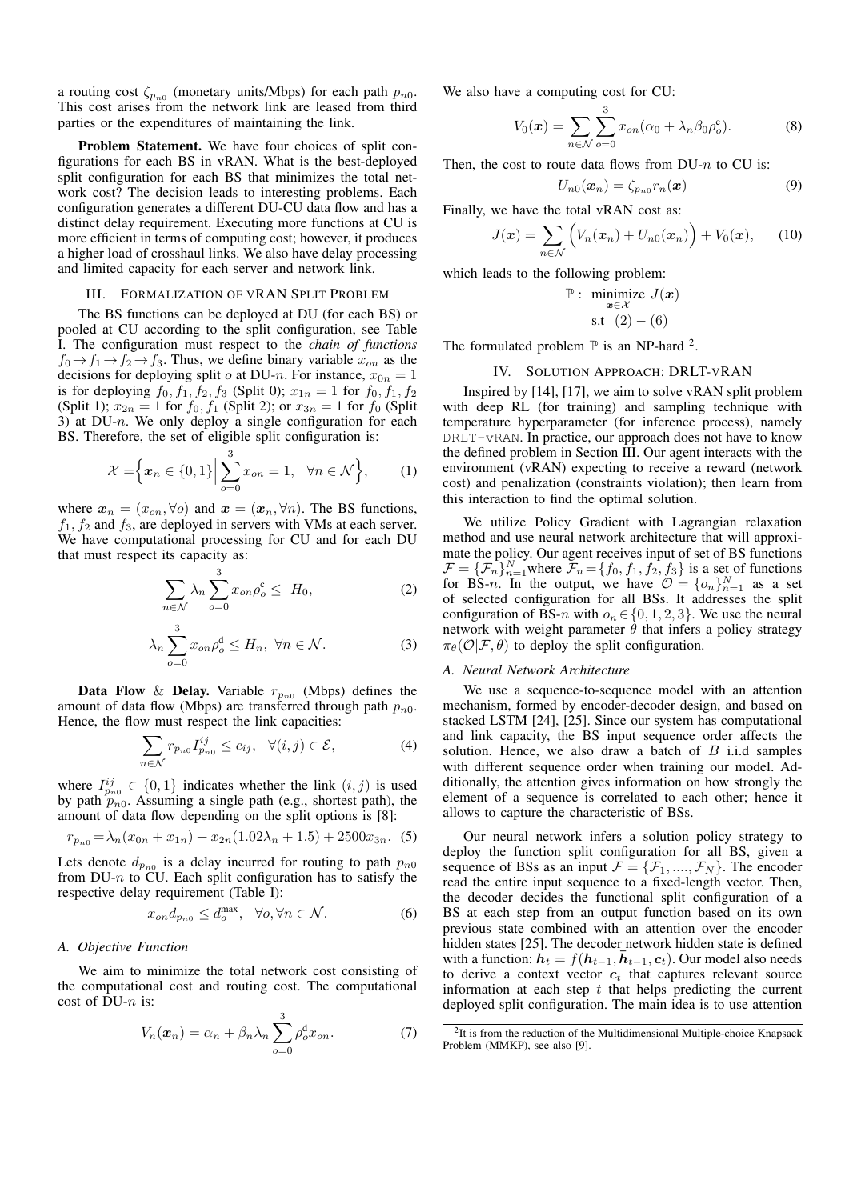a routing cost $\zeta_{p_{n0}}$ (monetary units/Mbps) for each path $p_{n0}$. This cost arises from the network link are leased from third parties or the expenditures of maintaining the link.

**Problem Statement.** We have four choices of split configurations for each BS in vRAN. What is the best-deployed split configuration for each BS that minimizes the total network cost? The decision leads to interesting problems. Each configuration generates a different DU-CU data flow and has a distinct delay requirement. Executing more functions at CU is more efficient in terms of computing cost; however, it produces a higher load of crosshaul links. We also have delay processing and limited capacity for each server and network link.

## III. Formalization of vRAN Split Problem

The BS functions can be deployed at DU (for each BS) or pooled at CU according to the split configuration, see Table I. The configuration must respect to the *chain of functions* $f_0 \to f_1 \to f_2 \to f_3$. Thus, we define binary variable $x_{on}$ as the decisions for deploying split $o$ at DU-$n$. For instance, $x_{0n} = 1$ is for deploying $f_0, f_1, f_2, f_3$ (Split 0); $x_{1n} = 1$ for $f_0, f_1, f_2$ (Split 1); $x_{2n} = 1$ for $f_0, f_1$ (Split 2); or $x_{3n} = 1$ for $f_0$ (Split 3) at DU-$n$. We only deploy a single configuration for each BS. Therefore, the set of eligible split configuration is:

$$\mathcal{X} = \Big\{ \boldsymbol{x}_n \in \{0,1\} \Big| \sum_{o=0}^{3} x_{on} = 1, \quad \forall n \in \mathcal{N} \Big\}, \tag{1}$$

where $\boldsymbol{x}_n = (x_{on}, \forall o)$ and $\boldsymbol{x} = (\boldsymbol{x}_n, \forall n)$. The BS functions, $f_1, f_2$ and $f_3$, are deployed in servers with VMs at each server. We have computational processing for CU and for each DU that must respect its capacity as:

$$\sum_{n \in \mathcal{N}} \lambda_n \sum_{o=0}^{3} x_{on} \rho_o^{\text{c}} \leq \; H_0, \tag{2}$$

$$\lambda_n \sum_{o=0}^{3} x_{on} \rho_o^{\text{d}} \leq H_n, \; \forall n \in \mathcal{N}. \tag{3}$$

**Data Flow** & **Delay.** Variable $r_{p_{n0}}$ (Mbps) defines the amount of data flow (Mbps) are transferred through path $p_{n0}$. Hence, the flow must respect the link capacities:

$$\sum_{n \in \mathcal{N}} r_{p_{n0}} I_{p_{n0}}^{ij} \leq c_{ij}, \quad \forall (i,j) \in \mathcal{E}, \tag{4}$$

where $I_{p_{n0}}^{ij} \in \{0,1\}$ indicates whether the link $(i,j)$ is used by path $p_{n0}$. Assuming a single path (e.g., shortest path), the amount of data flow depending on the split options is [8]:

$$r_{p_{n0}} = \lambda_n (x_{0n} + x_{1n}) + x_{2n}(1.02\lambda_n + 1.5) + 2500 x_{3n}. \tag{5}$$

Lets denote $d_{p_{n0}}$ is a delay incurred for routing to path $p_{n0}$ from DU-$n$ to CU. Each split configuration has to satisfy the respective delay requirement (Table I):

$$x_{on} d_{p_{n0}} \leq d_o^{\max}, \quad \forall o, \forall n \in \mathcal{N}. \tag{6}$$

### A. Objective Function

We aim to minimize the total network cost consisting of the computational cost and routing cost. The computational cost of DU-$n$ is:

$$V_n(\boldsymbol{x}_n) = \alpha_n + \beta_n \lambda_n \sum_{o=0}^{3} \rho_o^{\text{d}} x_{on}. \tag{7}$$

We also have a computing cost for CU:

$$V_0(\boldsymbol{x}) = \sum_{n \in \mathcal{N}} \sum_{o=0}^{3} x_{on} (\alpha_0 + \lambda_n \beta_0 \rho_o^{\text{c}}). \tag{8}$$

Then, the cost to route data flows from DU-$n$ to CU is:

$$U_{n0}(\boldsymbol{x}_n) = \zeta_{p_{n0}} r_n(\boldsymbol{x}) \tag{9}$$

Finally, we have the total vRAN cost as:

$$J(\boldsymbol{x}) = \sum_{n \in \mathcal{N}} \Big( V_n(\boldsymbol{x}_n) + U_{n0}(\boldsymbol{x}_n) \Big) + V_0(\boldsymbol{x}), \tag{10}$$

which leads to the following problem:

$$\mathbb{P}: \; \underset{\boldsymbol{x} \in \mathcal{X}}{\text{minimize}} \; J(\boldsymbol{x}) \quad \text{s.t} \;\; (2) - (6)$$

The formulated problem $\mathbb{P}$ is an NP-hard [2].

## IV. Solution Approach: DRLT-vRAN

Inspired by [14], [17], we aim to solve vRAN split problem with deep RL (for training) and sampling technique with temperature hyperparameter (for inference process), namely DRLT-vRAN. In practice, our approach does not have to know the defined problem in Section III. Our agent interacts with the environment (vRAN) expecting to receive a reward (network cost) and penalization (constraints violation); then learn from this interaction to find the optimal solution.

We utilize Policy Gradient with Lagrangian relaxation method and use neural network architecture that will approximate the policy. Our agent receives input of set of BS functions $\mathcal{F} = \{\mathcal{F}_n\}_{n=1}^{N}$ where $\mathcal{F}_n = \{f_0, f_1, f_2, f_3\}$ is a set of functions for BS-$n$. In the output, we have $\mathcal{O} = \{o_n\}_{n=1}^{N}$ as a set of selected configuration for all BSs. It addresses the split configuration of BS-$n$ with $o_n \in \{0,1,2,3\}$. We use the neural network with weight parameter $\theta$ that infers a policy strategy $\pi_\theta(\mathcal{O}|\mathcal{F}, \theta)$ to deploy the split configuration.

### A. Neural Network Architecture

We use a sequence-to-sequence model with an attention mechanism, formed by encoder-decoder design, and based on stacked LSTM [24], [25]. Since our system has computational and link capacity, the BS input sequence order affects the solution. Hence, we also draw a batch of $B$ i.i.d samples with different sequence order when training our model. Additionally, the attention gives information on how strongly the element of a sequence is correlated to each other; hence it allows to capture the characteristic of BSs.

Our neural network infers a solution policy strategy to deploy the function split configuration for all BS, given a sequence of BSs as an input $\mathcal{F} = \{\mathcal{F}_1, ...., \mathcal{F}_N\}$. The encoder read the entire input sequence to a fixed-length vector. Then, the decoder decides the functional split configuration of a BS at each step from an output function based on its own previous state combined with an attention over the encoder hidden states [25]. The decoder network hidden state is defined with a function: $\boldsymbol{h}_t = f(\boldsymbol{h}_{t-1}, \bar{\boldsymbol{h}}_{t-1}, \boldsymbol{c}_t)$. Our model also needs to derive a context vector $\boldsymbol{c}_t$ that captures relevant source information at each step $t$ that helps predicting the current deployed split configuration. The main idea is to use attention

[2] It is from the reduction of the Multidimensional Multiple-choice Knapsack Problem (MMKP), see also [9].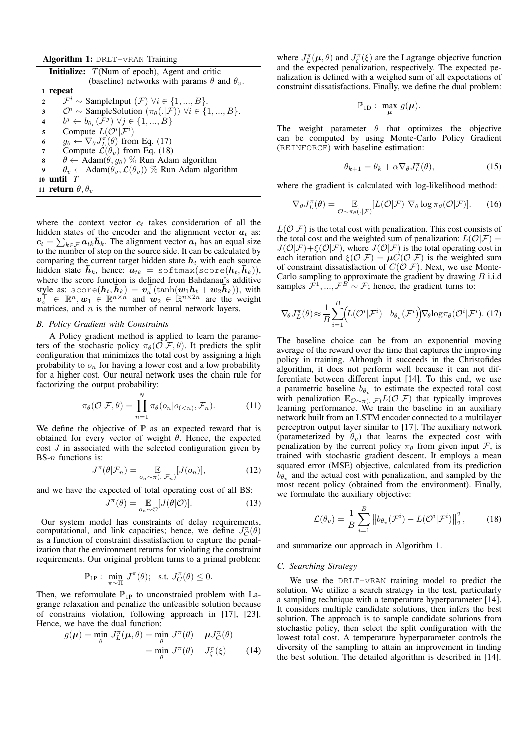**Algorithm 1:** DRLT-vRAN Training

```
Initialize: T(Num of epoch), Agent and critic
            (baseline) networks with params θ and θ_v.
1  repeat
2    F^i ~ SampleInput (F) ∀i ∈ {1, ..., B}.
3    O^i ~ SampleSolution (π_θ(.|F)) ∀i ∈ {1, ..., B}.
4    b^j ← b_θv(F^j) ∀j ∈ {1, ..., B}
5    Compute L(O^i|F^i)
6    g_θ ← ∇_θ J^π_L(θ) from Eq. (17)
7    Compute L(θ_v) from Eq. (18)
8    θ ← Adam(θ, g_θ) % Run Adam algorithm
9    θ_v ← Adam(θ_v, L(θ_v)) % Run Adam algorithm
10 until T
11 return θ, θ_v
```

where the context vector $\boldsymbol{c}_t$ takes consideration of all the hidden states of the encoder and the alignment vector $\boldsymbol{a}_t$ as: $\boldsymbol{c}_t = \sum_{k\in\mathcal{F}} \boldsymbol{a}_{tk}\bar{\boldsymbol{h}}_k$. The alignment vector $\boldsymbol{a}_t$ has an equal size to the number of step on the source side. It can be calculated by comparing the current target hidden state $\boldsymbol{h}_t$ with each source hidden state $\bar{\boldsymbol{h}}_k$, hence: $\boldsymbol{a}_{tk} = \texttt{softmax}(\texttt{score}(\boldsymbol{h}_t, \bar{\boldsymbol{h}}_k))$, where the score function is defined from Bahdanau's additive style as: $\texttt{score}(\boldsymbol{h}_t, \bar{\boldsymbol{h}}_k) = \boldsymbol{v}_a^\top(\tanh(\boldsymbol{w}_1\boldsymbol{h}_t + \boldsymbol{w}_2\bar{\boldsymbol{h}}_k))$, with $\boldsymbol{v}_a^\top \in \mathbb{R}^n, \boldsymbol{w}_1 \in \mathbb{R}^{n\times n}$ and $\boldsymbol{w}_2 \in \mathbb{R}^{n\times 2n}$ are the weight matrices, and $n$ is the number of neural network layers.

### *B. Policy Gradient with Constraints*

A Policy gradient method is applied to learn the parameters of the stochastic policy $\pi_\theta(\mathcal{O}|\mathcal{F}, \theta)$. It predicts the split configuration that minimizes the total cost by assigning a high probability to $o_n$ for having a lower cost and a low probability for a higher cost. Our neural network uses the chain rule for factorizing the output probability:

$$\pi_\theta(\mathcal{O}|\mathcal{F}, \theta) = \prod_{n=1}^{N} \pi_\theta(o_n|o_{(<n)}, \mathcal{F}_n). \tag{11}$$

We define the objective of $\mathbb{P}$ as an expected reward that is obtained for every vector of weight $\theta$. Hence, the expected cost $J$ in associated with the selected configuration given by BS-$n$ functions is:

$$J^\pi(\theta|\mathcal{F}_n) = \mathop{\mathbb{E}}_{o_n\sim\pi(.|\mathcal{F}_n)}[J(o_n)], \tag{12}$$

and we have the expected of total operating cost of all BS:

$$J^\pi(\theta) = \mathop{\mathbb{E}}_{o_n\sim\mathcal{O}}[J(\theta|\mathcal{O})]. \tag{13}$$

Our system model has constraints of delay requirements, computational, and link capacities; hence, we define $J_C^\pi(\theta)$ as a function of constraint dissatisfaction to capture the penalization that the environment returns for violating the constraint requirements. Our original problem turns to a primal problem:

$$\mathbb{P}_{1\text{P}}: \min_{\pi\sim\Pi} J^\pi(\theta); \quad \text{s.t. } J_C^\pi(\theta) \leq 0.$$

Then, we reformulate $\mathbb{P}_{1\text{P}}$ to unconstraied problem with Lagrange relaxation and penalize the unfeasible solution because of constrains violation, following approach in [17], [23]. Hence, we have the dual function:

$$\begin{aligned} g(\boldsymbol{\mu}) = \min_\theta J_L^\pi(\boldsymbol{\mu}, \theta) &= \min_\theta J^\pi(\theta) + \boldsymbol{\mu} J_C^\pi(\theta) \\ &= \min_\theta J^\pi(\theta) + J_\zeta^\pi(\xi) \end{aligned} \tag{14}$$

where $J_L^\pi(\boldsymbol{\mu}, \theta)$ and $J_\zeta^\pi(\xi)$ are the Lagrange objective function and the expected penalization, respectively. The expected penalization is defined with a weighed sum of all expectations of constraint dissatisfactions. Finally, we define the dual problem:

$$\mathbb{P}_{1\text{D}}: \max_{\boldsymbol{\mu}} g(\boldsymbol{\mu}).$$

The weight parameter $\theta$ that optimizes the objective can be computed by using Monte-Carlo Policy Gradient (REINFORCE) with baseline estimation:

$$\theta_{k+1} = \theta_k + \alpha\nabla_\theta J_L^\pi(\theta), \tag{15}$$

where the gradient is calculated with log-likelihood method:

$$\nabla_\theta J_L^\pi(\theta) = \mathop{\mathbb{E}}_{\mathcal{O}\sim\pi_\theta(.|\mathcal{F})}[L(\mathcal{O}|\mathcal{F})\ \nabla_\theta \log \pi_\theta(\mathcal{O}|\mathcal{F})]. \tag{16}$$

$L(\mathcal{O}|\mathcal{F})$ is the total cost with penalization. This cost consists of the total cost and the weighted sum of penalization: $L(\mathcal{O}|\mathcal{F}) = J(\mathcal{O}|\mathcal{F}) + \xi(\mathcal{O}|\mathcal{F})$, where $J(\mathcal{O}|\mathcal{F})$ is the total operating cost in each iteration and $\xi(\mathcal{O}|\mathcal{F}) = \boldsymbol{\mu}C(\mathcal{O}|\mathcal{F})$ is the weighted sum of constraint dissatisfaction of $C(\mathcal{O}|\mathcal{F})$. Next, we use Monte-Carlo sampling to approximate the gradient by drawing $B$ i.i.d samples $\mathcal{F}^1, ..., \mathcal{F}^B \sim \mathcal{F}$; hence, the gradient turns to:

$$\nabla_\theta J_L^\pi(\theta) \approx \frac{1}{B}\sum_{i=1}^{B}\Big(L(\mathcal{O}^i|\mathcal{F}^i) - b_{\theta_v}(\mathcal{F}^i)\Big)\nabla_\theta \log\pi_\theta(\mathcal{O}^i|\mathcal{F}^i). \tag{17}$$

The baseline choice can be from an exponential moving average of the reward over the time that captures the improving policy in training. Although it succeeds in the Christofides algorithm, it does not perform well because it can not differentiate between different input [14]. To this end, we use a parametric baseline $b_{\theta_v}$ to estimate the expected total cost with penalization $\mathbb{E}_{\mathcal{O}\sim\pi(.|\mathcal{F})}L(\mathcal{O}|\mathcal{F})$ that typically improves learning performance. We train the baseline in an auxiliary network built from an LSTM encoder connected to a multilayer perceptron output layer similar to [17]. The auxiliary network (parameterized by $\theta_v$) that learns the expected cost with penalization by the current policy $\pi_\theta$ from given input $\mathcal{F}$, is trained with stochastic gradient descent. It employs a mean squared error (MSE) objective, calculated from its prediction $b_{\theta_v}$ and the actual cost with penalization, and sampled by the most recent policy (obtained from the environment). Finally, we formulate the auxiliary objective:

$$\mathcal{L}(\theta_v) = \frac{1}{B}\sum_{i=1}^{B}\left\|b_{\theta_v}(\mathcal{F}^i) - L(\mathcal{O}^i|\mathcal{F}^i)\right\|_2^2, \tag{18}$$

and summarize our approach in Algorithm 1.

### *C. Searching Strategy*

We use the DRLT-vRAN training model to predict the solution. We utilize a search strategy in the test, particularly a sampling technique with a temperature hyperparameter [14]. It considers multiple candidate solutions, then infers the best solution. The approach is to sample candidate solutions from stochastic policy, then select the split configuration with the lowest total cost. A temperature hyperparameter controls the diversity of the sampling to attain an improvement in finding the best solution. The detailed algorithm is described in [14].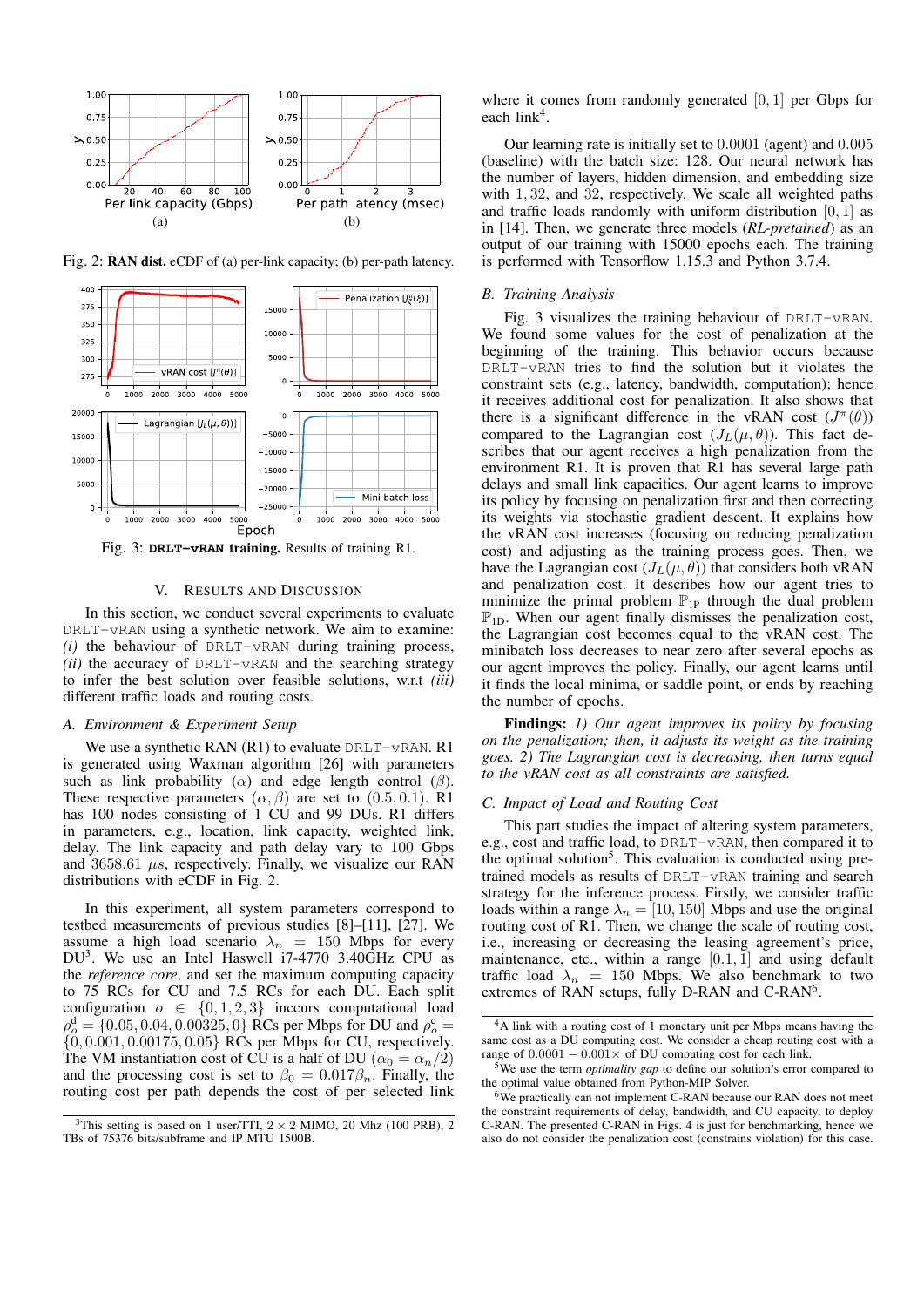Fig. 2: **RAN dist.** eCDF of (a) per-link capacity; (b) per-path latency.

Fig. 3: **DRLT−vRAN training.** Results of training R1.

## V. Results and Discussion

In this section, we conduct several experiments to evaluate DRLT−vRAN using a synthetic network. We aim to examine: *(i)* the behaviour of DRLT−vRAN during training process, *(ii)* the accuracy of DRLT−vRAN and the searching strategy to infer the best solution over feasible solutions, w.r.t *(iii)* different traffic loads and routing costs.

### A. Environment & Experiment Setup

We use a synthetic RAN (R1) to evaluate DRLT−vRAN. R1 is generated using Waxman algorithm [26] with parameters such as link probability ($\alpha$) and edge length control ($\beta$). These respective parameters ($\alpha, \beta$) are set to $(0.5, 0.1)$. R1 has 100 nodes consisting of 1 CU and 99 DUs. R1 differs in parameters, e.g., location, link capacity, weighted link, delay. The link capacity and path delay vary to 100 Gbps and 3658.61 $\mu s$, respectively. Finally, we visualize our RAN distributions with eCDF in Fig. 2.

In this experiment, all system parameters correspond to testbed measurements of previous studies [8]–[11], [27]. We assume a high load scenario $\lambda_n = 150$ Mbps for every DU[3]. We use an Intel Haswell i7-4770 3.40GHz CPU as the *reference core*, and set the maximum computing capacity to 75 RCs for CU and 7.5 RCs for each DU. Each split configuration $o \in \{0, 1, 2, 3\}$ inccurs computational load $\rho^{\mathrm{d}}_o = \{0.05, 0.04, 0.00325, 0\}$ RCs per Mbps for DU and $\rho^{\mathrm{c}}_o = \{0, 0.001, 0.00175, 0.05\}$ RCs per Mbps for CU, respectively. The VM instantiation cost of CU is a half of DU ($\alpha_0 = \alpha_n/2$) and the processing cost is set to $\beta_0 = 0.017\beta_n$. Finally, the routing cost per path depends the cost of per selected link where it comes from randomly generated $[0, 1]$ per Gbps for each link[4].

Our learning rate is initially set to $0.0001$ (agent) and $0.005$ (baseline) with the batch size: 128. Our neural network has the number of layers, hidden dimension, and embedding size with $1, 32$, and $32$, respectively. We scale all weighted paths and traffic loads randomly with uniform distribution $[0, 1]$ as in [14]. Then, we generate three models (*RL-pretained*) as an output of our training with 15000 epochs each. The training is performed with Tensorflow 1.15.3 and Python 3.7.4.

### B. Training Analysis

Fig. 3 visualizes the training behaviour of DRLT−vRAN. We found some values for the cost of penalization at the beginning of the training. This behavior occurs because DRLT−vRAN tries to find the solution but it violates the constraint sets (e.g., latency, bandwidth, computation); hence it receives additional cost for penalization. It also shows that there is a significant difference in the vRAN cost ($J^{\pi}(\theta)$) compared to the Lagrangian cost ($J_L(\mu, \theta)$). This fact describes that our agent receives a high penalization from the environment R1. It is proven that R1 has several large path delays and small link capacities. Our agent learns to improve its policy by focusing on penalization first and then correcting its weights via stochastic gradient descent. It explains how the vRAN cost increases (focusing on reducing penalization cost) and adjusting as the training process goes. Then, we have the Lagrangian cost ($J_L(\mu, \theta)$) that considers both vRAN and penalization cost. It describes how our agent tries to minimize the primal problem $\mathbb{P}_{\mathrm{1P}}$ through the dual problem $\mathbb{P}_{\mathrm{1D}}$. When our agent finally dismisses the penalization cost, the Lagrangian cost becomes equal to the vRAN cost. The minibatch loss decreases to near zero after several epochs as our agent improves the policy. Finally, our agent learns until it finds the local minima, or saddle point, or ends by reaching the number of epochs.

**Findings:** *1) Our agent improves its policy by focusing on the penalization; then, it adjusts its weight as the training goes. 2) The Lagrangian cost is decreasing, then turns equal to the vRAN cost as all constraints are satisfied.*

### C. Impact of Load and Routing Cost

This part studies the impact of altering system parameters, e.g., cost and traffic load, to DRLT−vRAN, then compared it to the optimal solution[5]. This evaluation is conducted using pre-trained models as results of DRLT−vRAN training and search strategy for the inference process. Firstly, we consider traffic loads within a range $\lambda_n = [10, 150]$ Mbps and use the original routing cost of R1. Then, we change the scale of routing cost, i.e., increasing or decreasing the leasing agreement's price, maintenance, etc., within a range $[0.1, 1]$ and using default traffic load $\lambda_n = 150$ Mbps. We also benchmark to two extremes of RAN setups, fully D-RAN and C-RAN[6].

---

[3] This setting is based on 1 user/TTI, $2 \times 2$ MIMO, 20 Mhz (100 PRB), 2 TBs of 75376 bits/subframe and IP MTU 1500B.

[4] A link with a routing cost of 1 monetary unit per Mbps means having the same cost as a DU computing cost. We consider a cheap routing cost with a range of $0.0001 - 0.001\times$ of DU computing cost for each link.

[5] We use the term *optimality gap* to define our solution's error compared to the optimal value obtained from Python-MIP Solver.

[6] We practically can not implement C-RAN because our RAN does not meet the constraint requirements of delay, bandwidth, and CU capacity, to deploy C-RAN. The presented C-RAN in Figs. 4 is just for benchmarking, hence we also do not consider the penalization cost (constrains violation) for this case.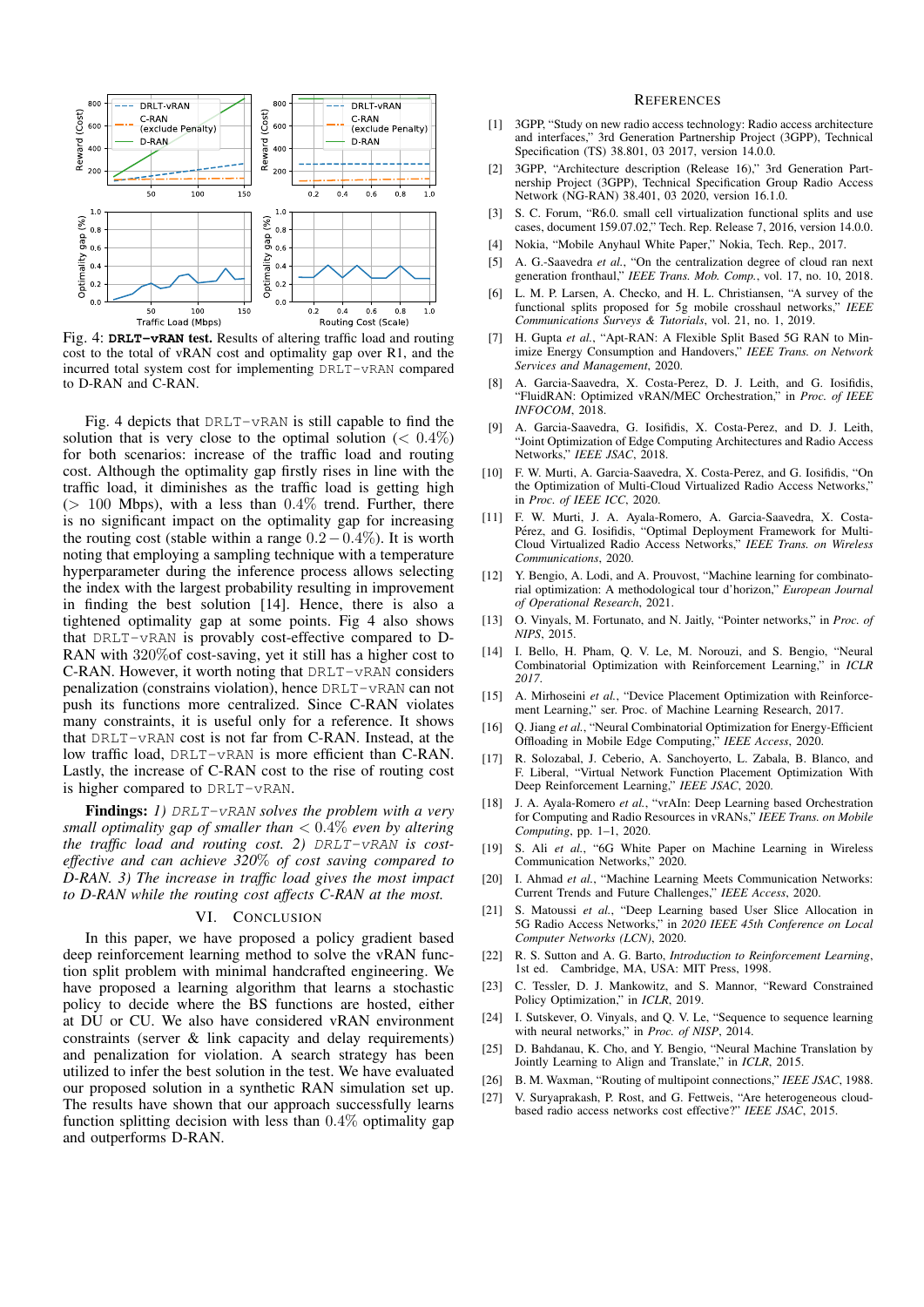Reward (Cost)
800
600
400
200
50 100 150
DRLT-vRAN
C-RAN (exclude Penalty)
D-RAN

Reward (Cost)
800
600
400
200
0.2 0.4 0.6 0.8 1.0
DRLT-vRAN
C-RAN (exclude Penalty)
D-RAN

Optimality gap (%)
1.0
0.8
0.6
0.4
0.2
0.0
50 100 150
Traffic Load (Mbps)

Optimality gap (%)
1.0
0.8
0.6
0.4
0.2
0.0
0.2 0.4 0.6 0.8 1.0
Routing Cost (Scale)

Fig. 4: **DRLT-vRAN test.** Results of altering traffic load and routing cost to the total of vRAN cost and optimality gap over R1, and the incurred total system cost for implementing DRLT-vRAN compared to D-RAN and C-RAN.

Fig. 4 depicts that DRLT−vRAN is still capable to find the solution that is very close to the optimal solution ($< 0.4\%$) for both scenarios: increase of the traffic load and routing cost. Although the optimality gap firstly rises in line with the traffic load, it diminishes as the traffic load is getting high ($> 100$ Mbps), with a less than $0.4\%$ trend. Further, there is no significant impact on the optimality gap for increasing the routing cost (stable within a range $0.2 - 0.4\%$). It is worth noting that employing a sampling technique with a temperature hyperparameter during the inference process allows selecting the index with the largest probability resulting in improvement in finding the best solution [14]. Hence, there is also a tightened optimality gap at some points. Fig 4 also shows that DRLT−vRAN is provably cost-effective compared to D-RAN with $320\%$of cost-saving, yet it still has a higher cost to C-RAN. However, it worth noting that DRLT−vRAN considers penalization (constrains violation), hence DRLT−vRAN can not push its functions more centralized. Since C-RAN violates many constraints, it is useful only for a reference. It shows that DRLT−vRAN cost is not far from C-RAN. Instead, at the low traffic load, DRLT−vRAN is more efficient than C-RAN. Lastly, the increase of C-RAN cost to the rise of routing cost is higher compared to DRLT−vRAN.

**Findings:** *1) DRLT−vRAN solves the problem with a very small optimality gap of smaller than $< 0.4\%$ even by altering the traffic load and routing cost. 2) DRLT−vRAN is cost-effective and can achieve $320\%$ of cost saving compared to D-RAN. 3) The increase in traffic load gives the most impact to D-RAN while the routing cost affects C-RAN at the most.*

## VI. Conclusion

In this paper, we have proposed a policy gradient based deep reinforcement learning method to solve the vRAN function split problem with minimal handcrafted engineering. We have proposed a learning algorithm that learns a stochastic policy to decide where the BS functions are hosted, either at DU or CU. We also have considered vRAN environment constraints (server & link capacity and delay requirements) and penalization for violation. A search strategy has been utilized to infer the best solution in the test. We have evaluated our proposed solution in a synthetic RAN simulation set up. The results have shown that our approach successfully learns function splitting decision with less than $0.4\%$ optimality gap and outperforms D-RAN.

## References

[1] 3GPP, "Study on new radio access technology: Radio access architecture and interfaces," 3rd Generation Partnership Project (3GPP), Technical Specification (TS) 38.801, 03 2017, version 14.0.0.

[2] 3GPP, "Architecture description (Release 16)," 3rd Generation Partnership Project (3GPP), Technical Specification Group Radio Access Network (NG-RAN) 38.401, 03 2020, version 16.1.0.

[3] S. C. Forum, "R6.0. small cell virtualization functional splits and use cases, document 159.07.02," Tech. Rep. Release 7, 2016, version 14.0.0.

[4] Nokia, "Mobile Anyhaul White Paper," Nokia, Tech. Rep., 2017.

[5] A. G.-Saavedra *et al.*, "On the centralization degree of cloud ran next generation fronthaul," *IEEE Trans. Mob. Comp.*, vol. 17, no. 10, 2018.

[6] L. M. P. Larsen, A. Checko, and H. L. Christiansen, "A survey of the functional splits proposed for 5g mobile crosshaul networks," *IEEE Communications Surveys & Tutorials*, vol. 21, no. 1, 2019.

[7] H. Gupta *et al.*, "Apt-RAN: A Flexible Split Based 5G RAN to Minimize Energy Consumption and Handovers," *IEEE Trans. on Network Services and Management*, 2020.

[8] A. Garcia-Saavedra, X. Costa-Perez, D. J. Leith, and G. Iosifidis, "FluidRAN: Optimized vRAN/MEC Orchestration," in *Proc. of IEEE INFOCOM*, 2018.

[9] A. Garcia-Saavedra, G. Iosifidis, X. Costa-Perez, and D. J. Leith, "Joint Optimization of Edge Computing Architectures and Radio Access Networks," *IEEE JSAC*, 2018.

[10] F. W. Murti, A. Garcia-Saavedra, X. Costa-Perez, and G. Iosifidis, "On the Optimization of Multi-Cloud Virtualized Radio Access Networks," in *Proc. of IEEE ICC*, 2020.

[11] F. W. Murti, J. A. Ayala-Romero, A. Garcia-Saavedra, X. Costa-Pérez, and G. Iosifidis, "Optimal Deployment Framework for Multi-Cloud Virtualized Radio Access Networks," *IEEE Trans. on Wireless Communications*, 2020.

[12] Y. Bengio, A. Lodi, and A. Prouvost, "Machine learning for combinatorial optimization: A methodological tour d'horizon," *European Journal of Operational Research*, 2021.

[13] O. Vinyals, M. Fortunato, and N. Jaitly, "Pointer networks," in *Proc. of NIPS*, 2015.

[14] I. Bello, H. Pham, Q. V. Le, M. Norouzi, and S. Bengio, "Neural Combinatorial Optimization with Reinforcement Learning," in *ICLR 2017*.

[15] A. Mirhoseini *et al.*, "Device Placement Optimization with Reinforcement Learning," ser. Proc. of Machine Learning Research, 2017.

[16] Q. Jiang *et al.*, "Neural Combinatorial Optimization for Energy-Efficient Offloading in Mobile Edge Computing," *IEEE Access*, 2020.

[17] R. Solozabal, J. Ceberio, A. Sanchoyerto, L. Zabala, B. Blanco, and F. Liberal, "Virtual Network Function Placement Optimization With Deep Reinforcement Learning," *IEEE JSAC*, 2020.

[18] J. A. Ayala-Romero *et al.*, "vrAIn: Deep Learning based Orchestration for Computing and Radio Resources in vRANs," *IEEE Trans. on Mobile Computing*, pp. 1–1, 2020.

[19] S. Ali *et al.*, "6G White Paper on Machine Learning in Wireless Communication Networks," 2020.

[20] I. Ahmad *et al.*, "Machine Learning Meets Communication Networks: Current Trends and Future Challenges," *IEEE Access*, 2020.

[21] S. Matoussi *et al.*, "Deep Learning based User Slice Allocation in 5G Radio Access Networks," in *2020 IEEE 45th Conference on Local Computer Networks (LCN)*, 2020.

[22] R. S. Sutton and A. G. Barto, *Introduction to Reinforcement Learning*, 1st ed. Cambridge, MA, USA: MIT Press, 1998.

[23] C. Tessler, D. J. Mankowitz, and S. Mannor, "Reward Constrained Policy Optimization," in *ICLR*, 2019.

[24] I. Sutskever, O. Vinyals, and Q. V. Le, "Sequence to sequence learning with neural networks," in *Proc. of NISP*, 2014.

[25] D. Bahdanau, K. Cho, and Y. Bengio, "Neural Machine Translation by Jointly Learning to Align and Translate," in *ICLR*, 2015.

[26] B. M. Waxman, "Routing of multipoint connections," *IEEE JSAC*, 1988.

[27] V. Suryaprakash, P. Rost, and G. Fettweis, "Are heterogeneous cloud-based radio access networks cost effective?" *IEEE JSAC*, 2015.